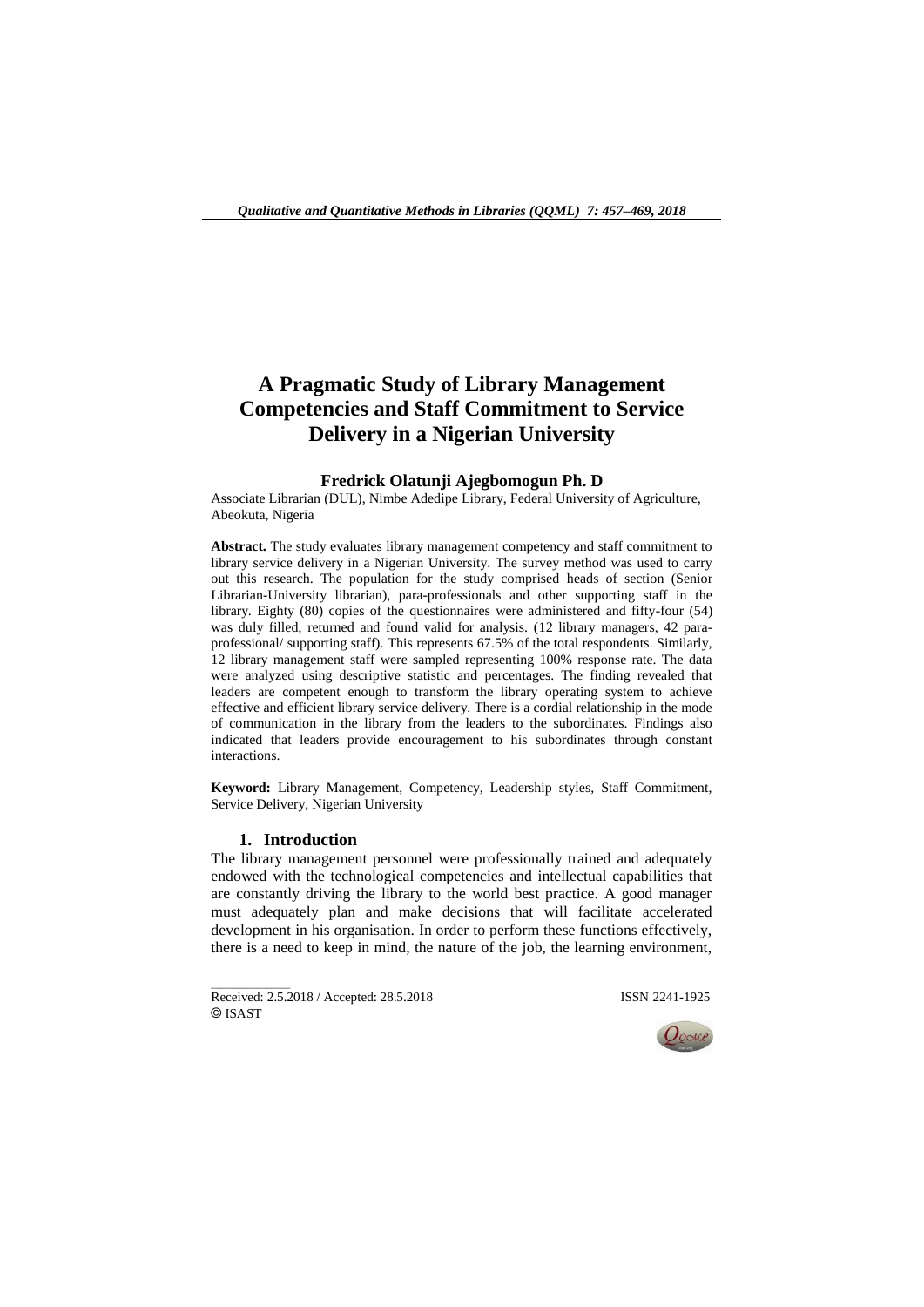# A Pragmatic Study of Library Management Competencies and Staff Commitment to Service Delivery in a Nigerian University

### Fredrick Olatunji Ajegbomogun Ph. D

Associate Librarian (DUL), Nimbe Adedipe Library, Federal University of Agriculture, Abeokuta, Nigeria

**Abstract.** The study evaluates library management competency and staff commitment to library service delivery in a Nigerian University. The survey method was used to carry out this research. The population for the study comprised heads of section (Senior Librarian-University librarian), para-professionals and other supporting staff in the library. Eighty (80) copies of the questionnaires were administered and fifty-four (54) was duly filled, returned and found valid for analysis. (12 library managers, 42 para-professional/ supporting staff). This represents 67.5% of the total respondents. Similarly, 12 library management staff were sampled representing 100% response rate. The data were analyzed using descriptive statistic and percentages. The finding revealed that leaders are competent enough to transform the library operating system to achieve effective and efficient library service delivery. There is a cordial relationship in the mode of communication in the library from the leaders to the subordinates. Findings also indicated that leaders provide encouragement to his subordinates through constant interactions.

**Keyword:** Library Management, Competency, Leadership styles, Staff Commitment, Service Delivery, Nigerian University

## 1. Introduction

The library management personnel were professionally trained and adequately endowed with the technological competencies and intellectual capabilities that are constantly driving the library to the world best practice. A good manager must adequately plan and make decisions that will facilitate accelerated development in his organisation. In order to perform these functions effectively, there is a need to keep in mind, the nature of the job, the learning environment,

Received: 2.5.2018 / Accepted: 28.5.2018 ISSN 2241-1925
© ISAST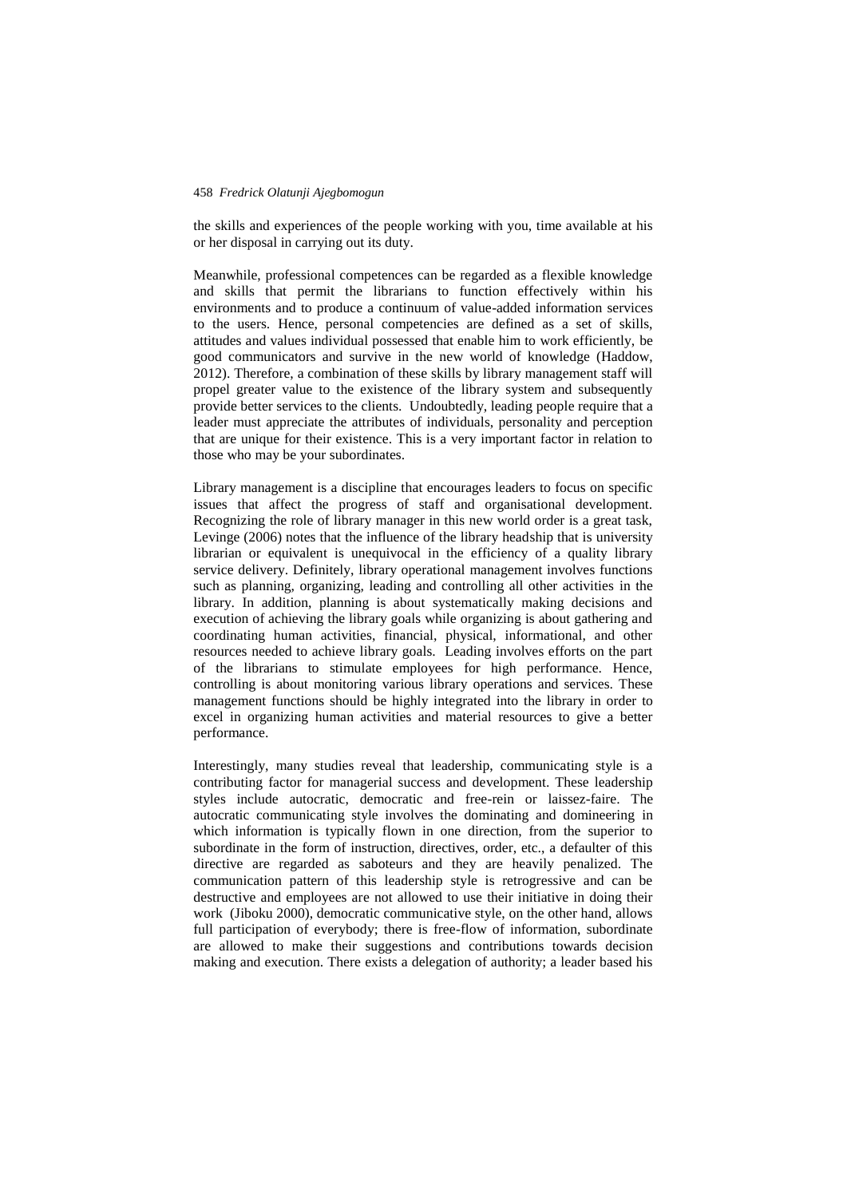the skills and experiences of the people working with you, time available at his or her disposal in carrying out its duty.

Meanwhile, professional competences can be regarded as a flexible knowledge and skills that permit the librarians to function effectively within his environments and to produce a continuum of value-added information services to the users. Hence, personal competencies are defined as a set of skills, attitudes and values individual possessed that enable him to work efficiently, be good communicators and survive in the new world of knowledge (Haddow, 2012). Therefore, a combination of these skills by library management staff will propel greater value to the existence of the library system and subsequently provide better services to the clients. Undoubtedly, leading people require that a leader must appreciate the attributes of individuals, personality and perception that are unique for their existence. This is a very important factor in relation to those who may be your subordinates.

Library management is a discipline that encourages leaders to focus on specific issues that affect the progress of staff and organisational development. Recognizing the role of library manager in this new world order is a great task, Levinge (2006) notes that the influence of the library headship that is university librarian or equivalent is unequivocal in the efficiency of a quality library service delivery. Definitely, library operational management involves functions such as planning, organizing, leading and controlling all other activities in the library. In addition, planning is about systematically making decisions and execution of achieving the library goals while organizing is about gathering and coordinating human activities, financial, physical, informational, and other resources needed to achieve library goals. Leading involves efforts on the part of the librarians to stimulate employees for high performance. Hence, controlling is about monitoring various library operations and services. These management functions should be highly integrated into the library in order to excel in organizing human activities and material resources to give a better performance.

Interestingly, many studies reveal that leadership, communicating style is a contributing factor for managerial success and development. These leadership styles include autocratic, democratic and free-rein or laissez-faire. The autocratic communicating style involves the dominating and domineering in which information is typically flown in one direction, from the superior to subordinate in the form of instruction, directives, order, etc., a defaulter of this directive are regarded as saboteurs and they are heavily penalized. The communication pattern of this leadership style is retrogressive and can be destructive and employees are not allowed to use their initiative in doing their work (Jiboku 2000), democratic communicative style, on the other hand, allows full participation of everybody; there is free-flow of information, subordinate are allowed to make their suggestions and contributions towards decision making and execution. There exists a delegation of authority; a leader based his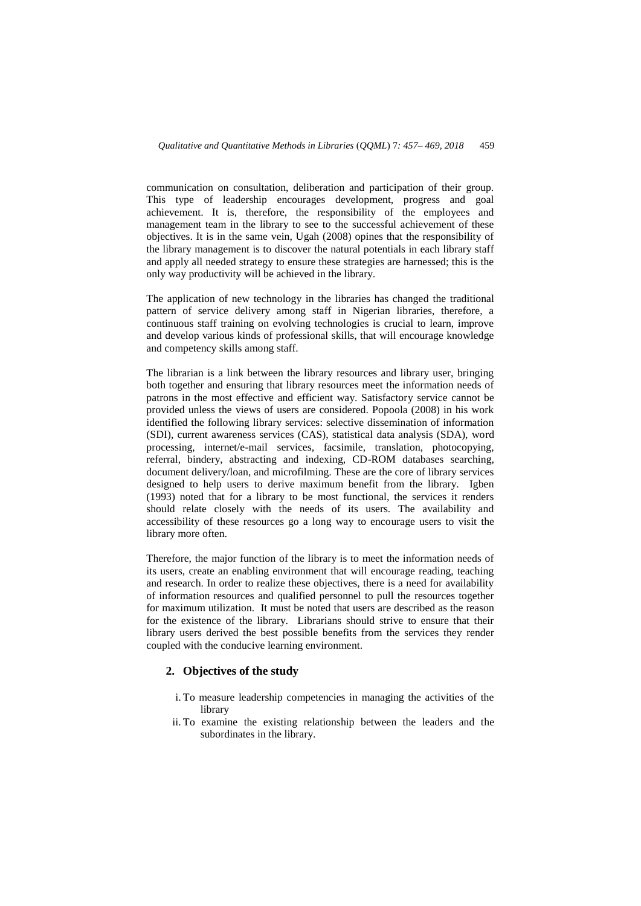communication on consultation, deliberation and participation of their group. This type of leadership encourages development, progress and goal achievement. It is, therefore, the responsibility of the employees and management team in the library to see to the successful achievement of these objectives. It is in the same vein, Ugah (2008) opines that the responsibility of the library management is to discover the natural potentials in each library staff and apply all needed strategy to ensure these strategies are harnessed; this is the only way productivity will be achieved in the library.

The application of new technology in the libraries has changed the traditional pattern of service delivery among staff in Nigerian libraries, therefore, a continuous staff training on evolving technologies is crucial to learn, improve and develop various kinds of professional skills, that will encourage knowledge and competency skills among staff.

The librarian is a link between the library resources and library user, bringing both together and ensuring that library resources meet the information needs of patrons in the most effective and efficient way. Satisfactory service cannot be provided unless the views of users are considered. Popoola (2008) in his work identified the following library services: selective dissemination of information (SDI), current awareness services (CAS), statistical data analysis (SDA), word processing, internet/e-mail services, facsimile, translation, photocopying, referral, bindery, abstracting and indexing, CD-ROM databases searching, document delivery/loan, and microfilming. These are the core of library services designed to help users to derive maximum benefit from the library. Igben (1993) noted that for a library to be most functional, the services it renders should relate closely with the needs of its users. The availability and accessibility of these resources go a long way to encourage users to visit the library more often.

Therefore, the major function of the library is to meet the information needs of its users, create an enabling environment that will encourage reading, teaching and research. In order to realize these objectives, there is a need for availability of information resources and qualified personnel to pull the resources together for maximum utilization. It must be noted that users are described as the reason for the existence of the library. Librarians should strive to ensure that their library users derived the best possible benefits from the services they render coupled with the conducive learning environment.

## 2. Objectives of the study

i. To measure leadership competencies in managing the activities of the library

ii. To examine the existing relationship between the leaders and the subordinates in the library.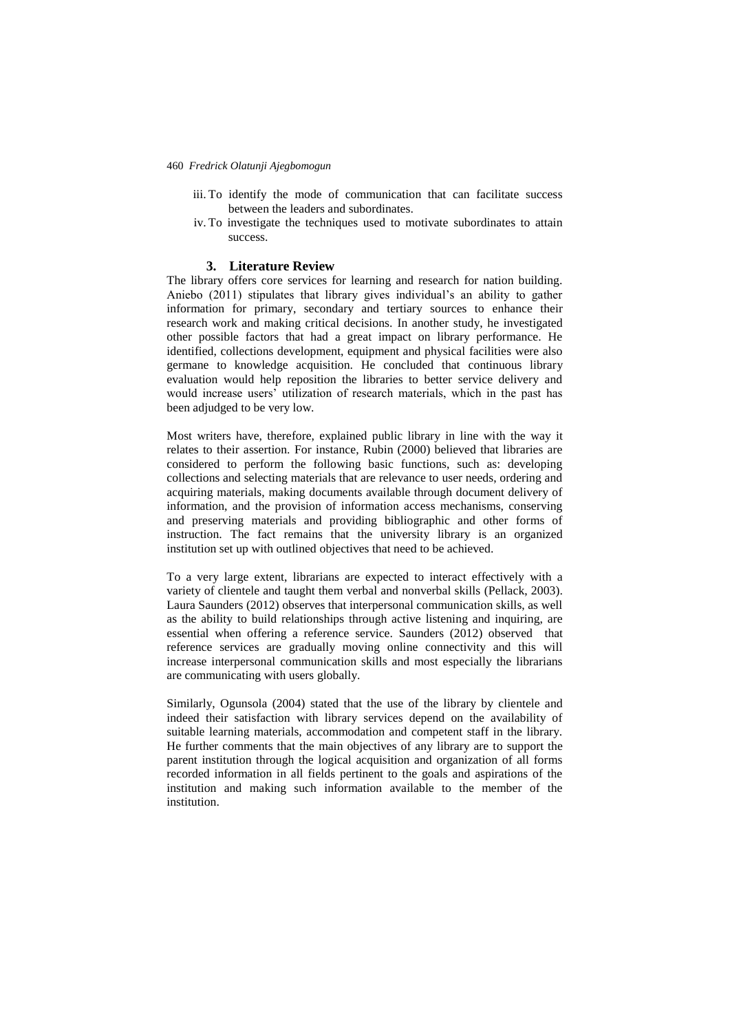iii. To identify the mode of communication that can facilitate success between the leaders and subordinates.
iv. To investigate the techniques used to motivate subordinates to attain success.

## 3. Literature Review

The library offers core services for learning and research for nation building. Aniebo (2011) stipulates that library gives individual's an ability to gather information for primary, secondary and tertiary sources to enhance their research work and making critical decisions. In another study, he investigated other possible factors that had a great impact on library performance. He identified, collections development, equipment and physical facilities were also germane to knowledge acquisition. He concluded that continuous library evaluation would help reposition the libraries to better service delivery and would increase users' utilization of research materials, which in the past has been adjudged to be very low.

Most writers have, therefore, explained public library in line with the way it relates to their assertion. For instance, Rubin (2000) believed that libraries are considered to perform the following basic functions, such as: developing collections and selecting materials that are relevance to user needs, ordering and acquiring materials, making documents available through document delivery of information, and the provision of information access mechanisms, conserving and preserving materials and providing bibliographic and other forms of instruction. The fact remains that the university library is an organized institution set up with outlined objectives that need to be achieved.

To a very large extent, librarians are expected to interact effectively with a variety of clientele and taught them verbal and nonverbal skills (Pellack, 2003). Laura Saunders (2012) observes that interpersonal communication skills, as well as the ability to build relationships through active listening and inquiring, are essential when offering a reference service. Saunders (2012) observed that reference services are gradually moving online connectivity and this will increase interpersonal communication skills and most especially the librarians are communicating with users globally.

Similarly, Ogunsola (2004) stated that the use of the library by clientele and indeed their satisfaction with library services depend on the availability of suitable learning materials, accommodation and competent staff in the library. He further comments that the main objectives of any library are to support the parent institution through the logical acquisition and organization of all forms recorded information in all fields pertinent to the goals and aspirations of the institution and making such information available to the member of the institution.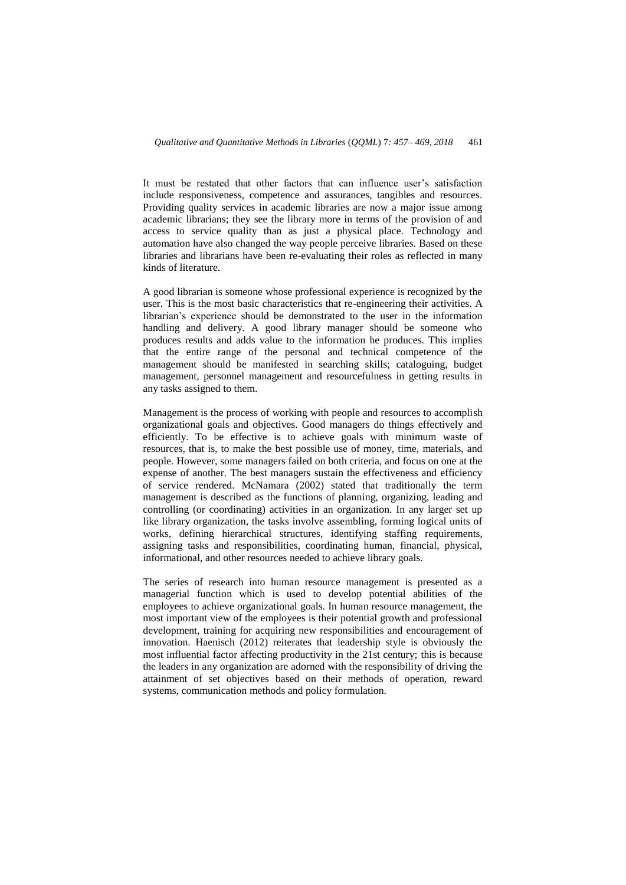It must be restated that other factors that can influence user's satisfaction include responsiveness, competence and assurances, tangibles and resources. Providing quality services in academic libraries are now a major issue among academic librarians; they see the library more in terms of the provision of and access to service quality than as just a physical place. Technology and automation have also changed the way people perceive libraries. Based on these libraries and librarians have been re-evaluating their roles as reflected in many kinds of literature.

A good librarian is someone whose professional experience is recognized by the user. This is the most basic characteristics that re-engineering their activities. A librarian's experience should be demonstrated to the user in the information handling and delivery. A good library manager should be someone who produces results and adds value to the information he produces. This implies that the entire range of the personal and technical competence of the management should be manifested in searching skills; cataloguing, budget management, personnel management and resourcefulness in getting results in any tasks assigned to them.

Management is the process of working with people and resources to accomplish organizational goals and objectives. Good managers do things effectively and efficiently. To be effective is to achieve goals with minimum waste of resources, that is, to make the best possible use of money, time, materials, and people. However, some managers failed on both criteria, and focus on one at the expense of another. The best managers sustain the effectiveness and efficiency of service rendered. McNamara (2002) stated that traditionally the term management is described as the functions of planning, organizing, leading and controlling (or coordinating) activities in an organization. In any larger set up like library organization, the tasks involve assembling, forming logical units of works, defining hierarchical structures, identifying staffing requirements, assigning tasks and responsibilities, coordinating human, financial, physical, informational, and other resources needed to achieve library goals.

The series of research into human resource management is presented as a managerial function which is used to develop potential abilities of the employees to achieve organizational goals. In human resource management, the most important view of the employees is their potential growth and professional development, training for acquiring new responsibilities and encouragement of innovation. Haenisch (2012) reiterates that leadership style is obviously the most influential factor affecting productivity in the 21st century; this is because the leaders in any organization are adorned with the responsibility of driving the attainment of set objectives based on their methods of operation, reward systems, communication methods and policy formulation.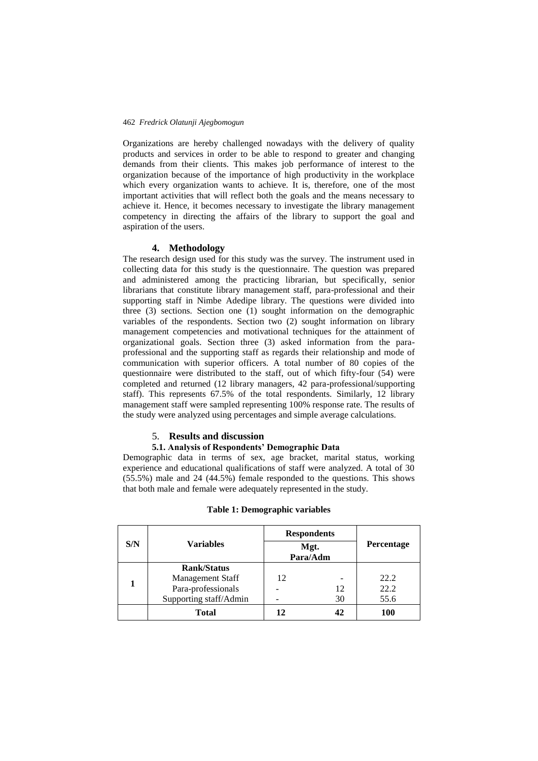Organizations are hereby challenged nowadays with the delivery of quality products and services in order to be able to respond to greater and changing demands from their clients. This makes job performance of interest to the organization because of the importance of high productivity in the workplace which every organization wants to achieve. It is, therefore, one of the most important activities that will reflect both the goals and the means necessary to achieve it. Hence, it becomes necessary to investigate the library management competency in directing the affairs of the library to support the goal and aspiration of the users.

## 4. Methodology

The research design used for this study was the survey. The instrument used in collecting data for this study is the questionnaire. The question was prepared and administered among the practicing librarian, but specifically, senior librarians that constitute library management staff, para-professional and their supporting staff in Nimbe Adedipe library. The questions were divided into three (3) sections. Section one (1) sought information on the demographic variables of the respondents. Section two (2) sought information on library management competencies and motivational techniques for the attainment of organizational goals. Section three (3) asked information from the para-professional and the supporting staff as regards their relationship and mode of communication with superior officers. A total number of 80 copies of the questionnaire were distributed to the staff, out of which fifty-four (54) were completed and returned (12 library managers, 42 para-professional/supporting staff). This represents 67.5% of the total respondents. Similarly, 12 library management staff were sampled representing 100% response rate. The results of the study were analyzed using percentages and simple average calculations.

## 5. Results and discussion

### 5.1. Analysis of Respondents' Demographic Data

Demographic data in terms of sex, age bracket, marital status, working experience and educational qualifications of staff were analyzed. A total of 30 (55.5%) male and 24 (44.5%) female responded to the questions. This shows that both male and female were adequately represented in the study.

**Table 1: Demographic variables**

| S/N | Variables | Respondents | | Percentage |
|---|---|---|---|---|
| | | Mgt. | Para/Adm | |
| 1 | **Rank/Status** | | | |
| | Management Staff | 12 | - | 22.2 |
| | Para-professionals | - | 12 | 22.2 |
| | Supporting staff/Admin | - | 30 | 55.6 |
| | **Total** | **12** | **42** | **100** |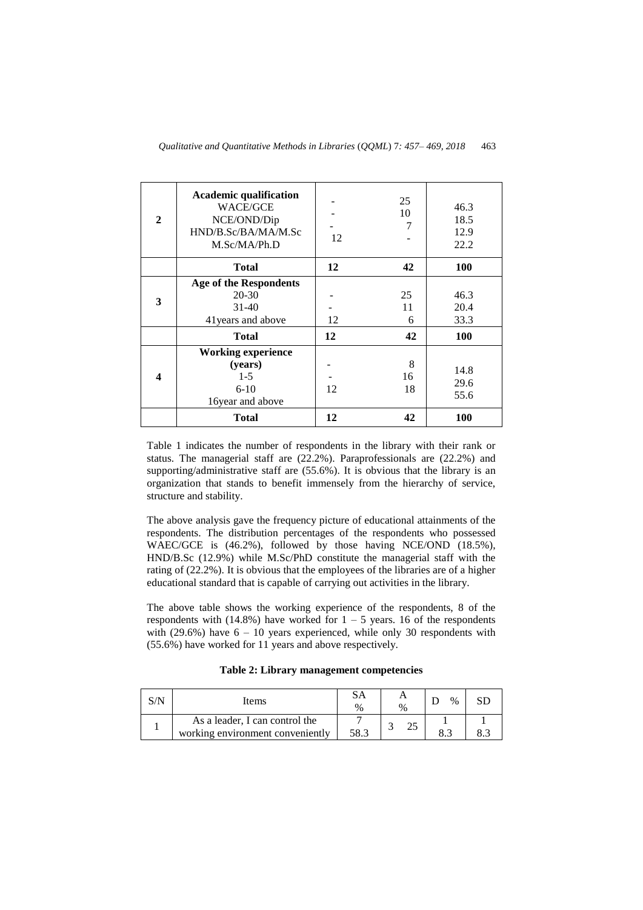| 2 | **Academic qualification**<br>WACE/GCE<br>NCE/OND/Dip<br>HND/B.Sc/BA/MA/M.Sc<br>M.Sc/MA/Ph.D | -<br>-<br>-<br>12 | 25<br>10<br>7<br>- | 46.3<br>18.5<br>12.9<br>22.2 |
|---|---|---|---|---|
| | **Total** | **12** | **42** | **100** |
| 3 | **Age of the Respondents**<br>20-30<br>31-40<br>41years and above | -<br>-<br>12 | 25<br>11<br>6 | 46.3<br>20.4<br>33.3 |
| | **Total** | **12** | **42** | **100** |
| 4 | **Working experience (years)**<br>1-5<br>6-10<br>16year and above | -<br>-<br>12 | 8<br>16<br>18 | 14.8<br>29.6<br>55.6 |
| | **Total** | **12** | **42** | **100** |

Table 1 indicates the number of respondents in the library with their rank or status. The managerial staff are (22.2%). Paraprofessionals are (22.2%) and supporting/administrative staff are (55.6%). It is obvious that the library is an organization that stands to benefit immensely from the hierarchy of service, structure and stability.

The above analysis gave the frequency picture of educational attainments of the respondents. The distribution percentages of the respondents who possessed WAEC/GCE is (46.2%), followed by those having NCE/OND (18.5%), HND/B.Sc (12.9%) while M.Sc/PhD constitute the managerial staff with the rating of (22.2%). It is obvious that the employees of the libraries are of a higher educational standard that is capable of carrying out activities in the library.

The above table shows the working experience of the respondents, 8 of the respondents with (14.8%) have worked for 1 – 5 years. 16 of the respondents with (29.6%) have 6 – 10 years experienced, while only 30 respondents with (55.6%) have worked for 11 years and above respectively.

**Table 2: Library management competencies**

| S/N | Items | SA<br>% | A<br>% | D % | SD |
|---|---|---|---|---|---|
| 1 | As a leader, I can control the working environment conveniently | 7<br>58.3 | 3 25 | 1<br>8.3 | 1<br>8.3 |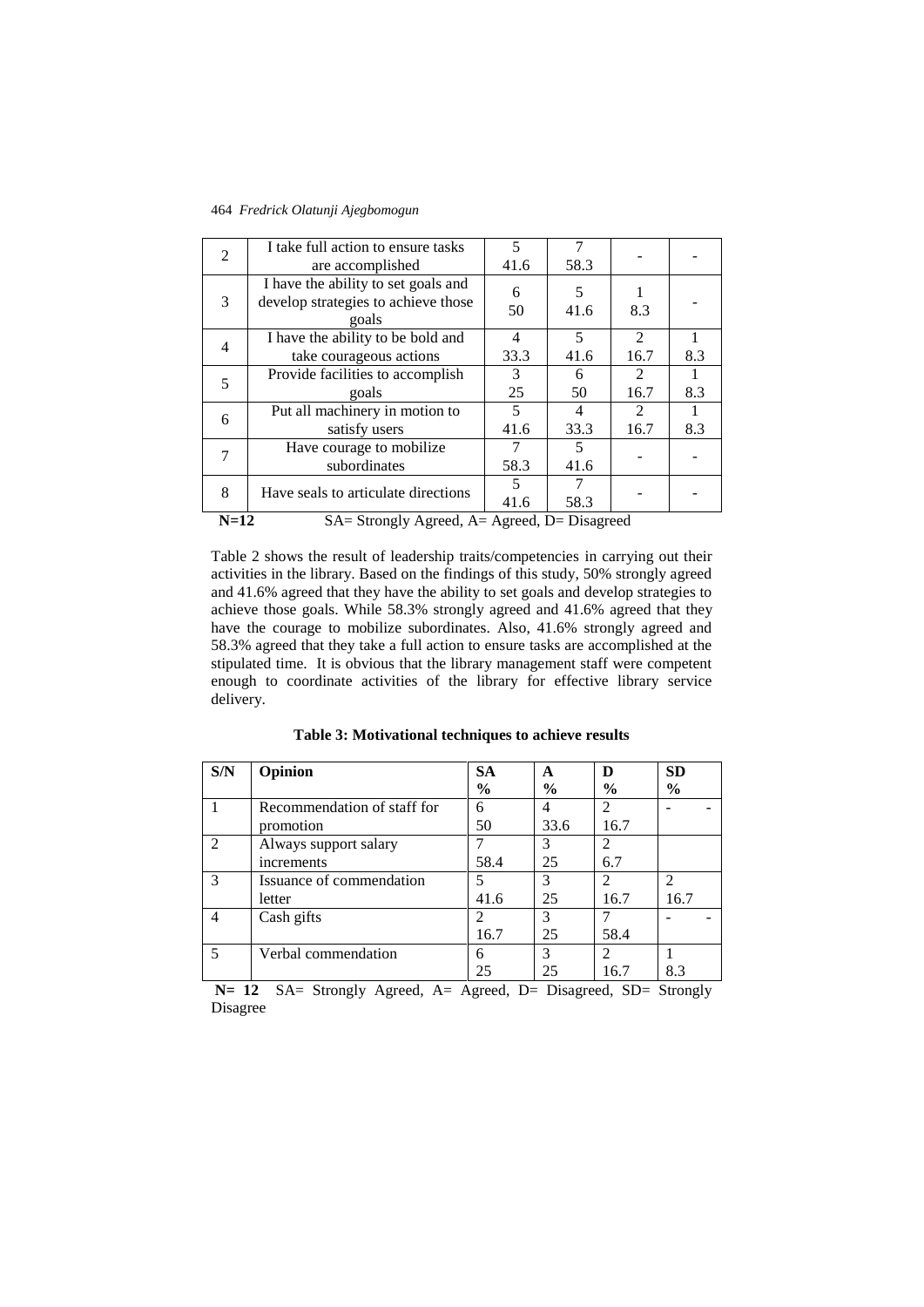| 2 | I take full action to ensure tasks are accomplished | 5<br>41.6 | 7<br>58.3 | - | - |
|---|---|---|---|---|---|
| 3 | I have the ability to set goals and develop strategies to achieve those goals | 6<br>50 | 5<br>41.6 | 1<br>8.3 | - |
| 4 | I have the ability to be bold and take courageous actions | 4<br>33.3 | 5<br>41.6 | 2<br>16.7 | 1<br>8.3 |
| 5 | Provide facilities to accomplish goals | 3<br>25 | 6<br>50 | 2<br>16.7 | 1<br>8.3 |
| 6 | Put all machinery in motion to satisfy users | 5<br>41.6 | 4<br>33.3 | 2<br>16.7 | 1<br>8.3 |
| 7 | Have courage to mobilize subordinates | 7<br>58.3 | 5<br>41.6 | - | - |
| 8 | Have seals to articulate directions | 5<br>41.6 | 7<br>58.3 | - | - |

**N=12** SA= Strongly Agreed, A= Agreed, D= Disagreed

Table 2 shows the result of leadership traits/competencies in carrying out their activities in the library. Based on the findings of this study, 50% strongly agreed and 41.6% agreed that they have the ability to set goals and develop strategies to achieve those goals. While 58.3% strongly agreed and 41.6% agreed that they have the courage to mobilize subordinates. Also, 41.6% strongly agreed and 58.3% agreed that they take a full action to ensure tasks are accomplished at the stipulated time. It is obvious that the library management staff were competent enough to coordinate activities of the library for effective library service delivery.

**Table 3: Motivational techniques to achieve results**

| S/N | Opinion | SA<br>% | A<br>% | D<br>% | SD<br>% |
|---|---|---|---|---|---|
| 1 | Recommendation of staff for promotion | 6<br>50 | 4<br>33.6 | 2<br>16.7 | - - |
| 2 | Always support salary increments | 7<br>58.4 | 3<br>25 | 2<br>6.7 | |
| 3 | Issuance of commendation letter | 5<br>41.6 | 3<br>25 | 2<br>16.7 | 2<br>16.7 |
| 4 | Cash gifts | 2<br>16.7 | 3<br>25 | 7<br>58.4 | - - |
| 5 | Verbal commendation | 6<br>25 | 3<br>25 | 2<br>16.7 | 1<br>8.3 |

**N= 12** SA= Strongly Agreed, A= Agreed, D= Disagreed, SD= Strongly Disagree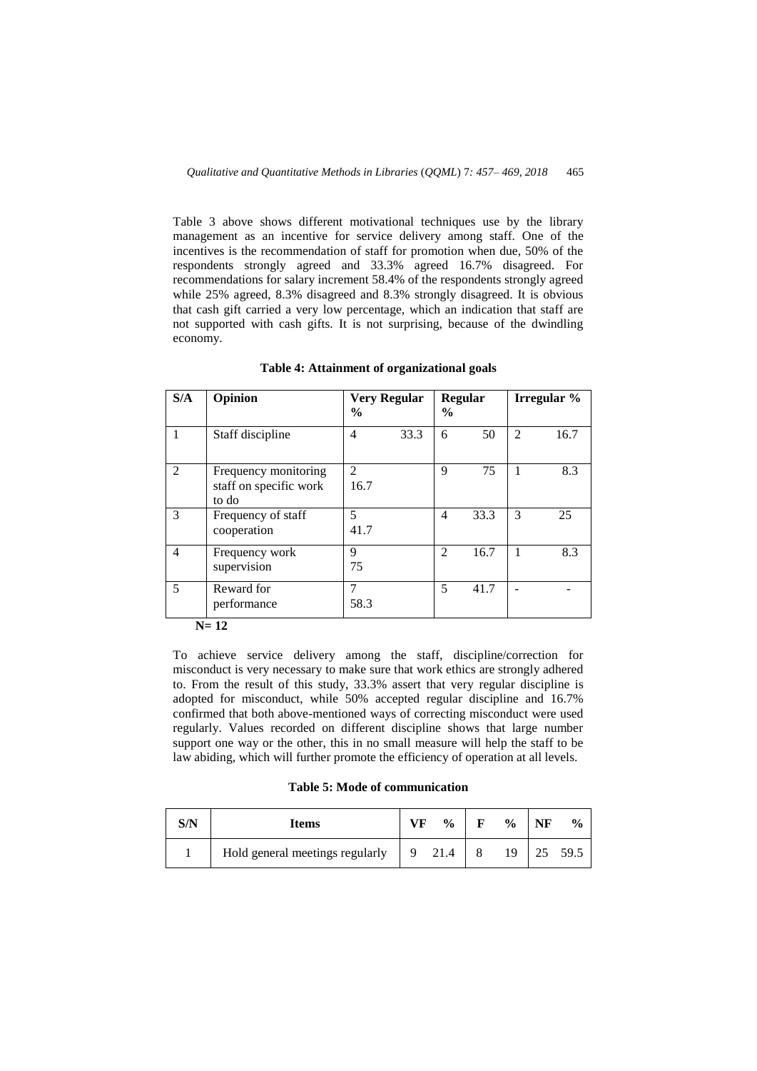Table 3 above shows different motivational techniques use by the library management as an incentive for service delivery among staff. One of the incentives is the recommendation of staff for promotion when due, 50% of the respondents strongly agreed and 33.3% agreed 16.7% disagreed. For recommendations for salary increment 58.4% of the respondents strongly agreed while 25% agreed, 8.3% disagreed and 8.3% strongly disagreed. It is obvious that cash gift carried a very low percentage, which an indication that staff are not supported with cash gifts. It is not surprising, because of the dwindling economy.

**Table 4: Attainment of organizational goals**

| S/A | Opinion | Very Regular % | | Regular % | | Irregular % | |
|---|---|---|---|---|---|---|---|
| 1 | Staff discipline | 4 | 33.3 | 6 | 50 | 2 | 16.7 |
| 2 | Frequency monitoring staff on specific work to do | 2 | 16.7 | 9 | 75 | 1 | 8.3 |
| 3 | Frequency of staff cooperation | 5 | 41.7 | 4 | 33.3 | 3 | 25 |
| 4 | Frequency work supervision | 9 | 75 | 2 | 16.7 | 1 | 8.3 |
| 5 | Reward for performance | 7 | 58.3 | 5 | 41.7 | - | - |

**N= 12**

To achieve service delivery among the staff, discipline/correction for misconduct is very necessary to make sure that work ethics are strongly adhered to. From the result of this study, 33.3% assert that very regular discipline is adopted for misconduct, while 50% accepted regular discipline and 16.7% confirmed that both above-mentioned ways of correcting misconduct were used regularly. Values recorded on different discipline shows that large number support one way or the other, this in no small measure will help the staff to be law abiding, which will further promote the efficiency of operation at all levels.

**Table 5: Mode of communication**

| S/N | Items | VF | % | F | % | NF | % |
|---|---|---|---|---|---|---|---|
| 1 | Hold general meetings regularly | 9 | 21.4 | 8 | 19 | 25 | 59.5 |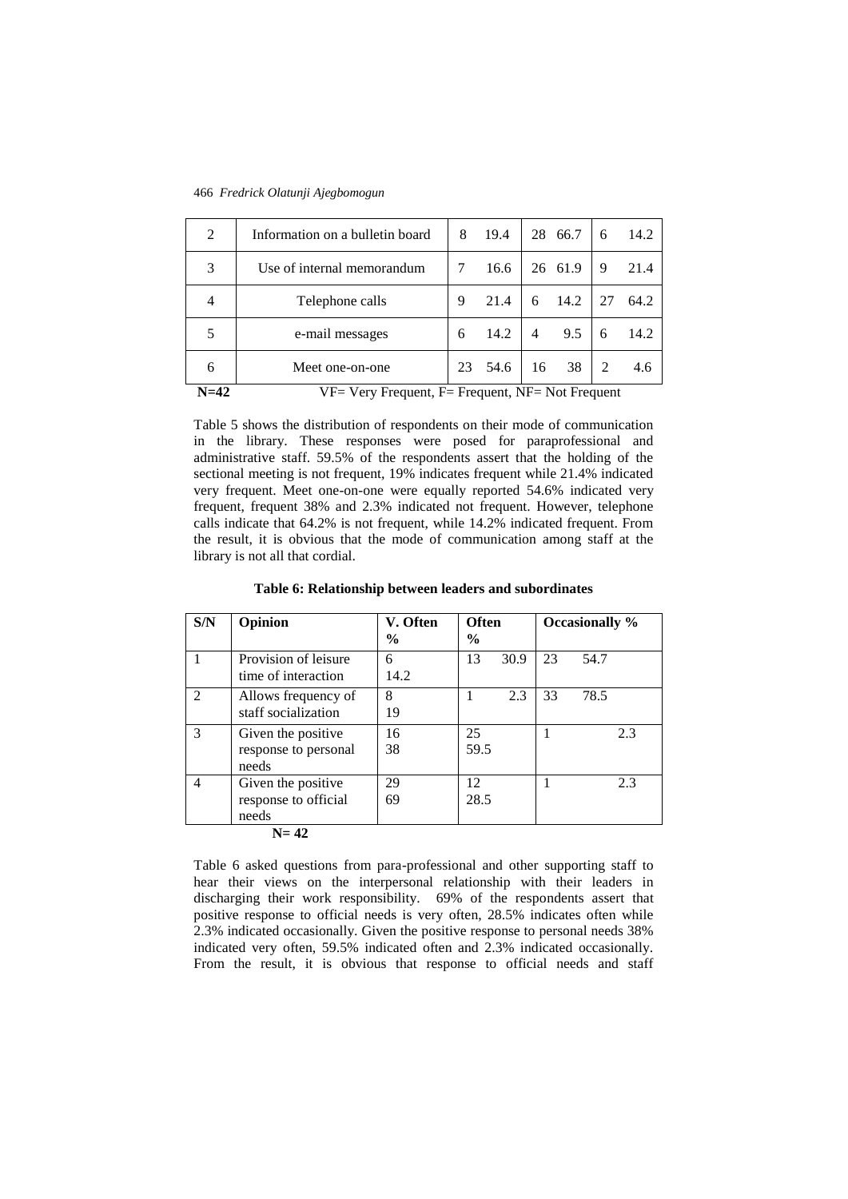| 2 | Information on a bulletin board | 8 | 19.4 | 28 | 66.7 | 6 | 14.2 |
|---|---|---|---|---|---|---|---|
| 3 | Use of internal memorandum | 7 | 16.6 | 26 | 61.9 | 9 | 21.4 |
| 4 | Telephone calls | 9 | 21.4 | 6 | 14.2 | 27 | 64.2 |
| 5 | e-mail messages | 6 | 14.2 | 4 | 9.5 | 6 | 14.2 |
| 6 | Meet one-on-one | 23 | 54.6 | 16 | 38 | 2 | 4.6 |

**N=42** VF= Very Frequent, F= Frequent, NF= Not Frequent

Table 5 shows the distribution of respondents on their mode of communication in the library. These responses were posed for paraprofessional and administrative staff. 59.5% of the respondents assert that the holding of the sectional meeting is not frequent, 19% indicates frequent while 21.4% indicated very frequent. Meet one-on-one were equally reported 54.6% indicated very frequent, frequent 38% and 2.3% indicated not frequent. However, telephone calls indicate that 64.2% is not frequent, while 14.2% indicated frequent. From the result, it is obvious that the mode of communication among staff at the library is not all that cordial.

**Table 6: Relationship between leaders and subordinates**

| S/N | Opinion | V. Often % | Often % | Occasionally % |
|---|---|---|---|---|
| 1 | Provision of leisure time of interaction | 6 14.2 | 13 30.9 | 23 54.7 |
| 2 | Allows frequency of staff socialization | 8 19 | 1 2.3 | 33 78.5 |
| 3 | Given the positive response to personal needs | 16 38 | 25 59.5 | 1 2.3 |
| 4 | Given the positive response to official needs | 29 69 | 12 28.5 | 1 2.3 |

**N= 42**

Table 6 asked questions from para-professional and other supporting staff to hear their views on the interpersonal relationship with their leaders in discharging their work responsibility. 69% of the respondents assert that positive response to official needs is very often, 28.5% indicates often while 2.3% indicated occasionally. Given the positive response to personal needs 38% indicated very often, 59.5% indicated often and 2.3% indicated occasionally. From the result, it is obvious that response to official needs and staff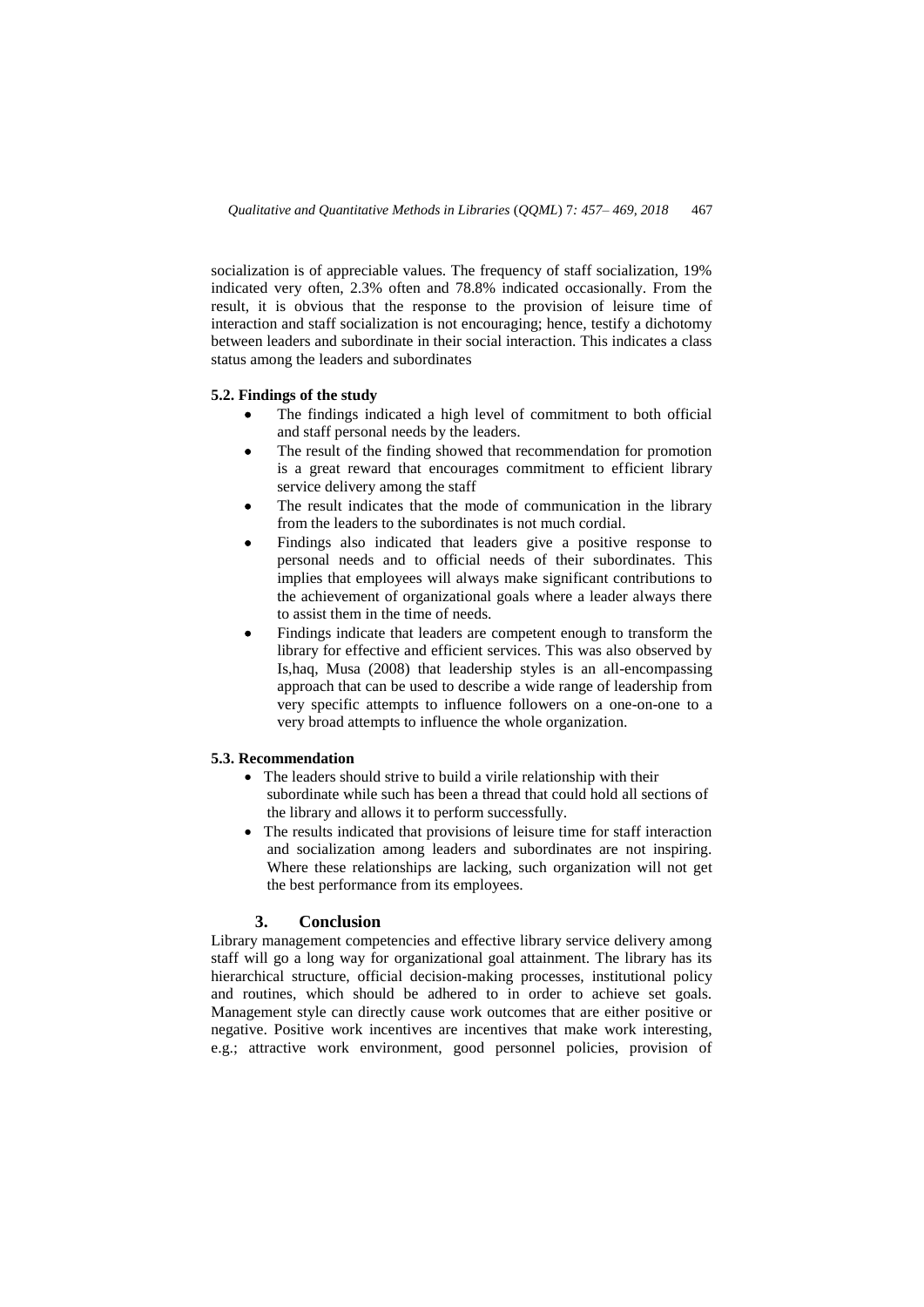socialization is of appreciable values. The frequency of staff socialization, 19% indicated very often, 2.3% often and 78.8% indicated occasionally. From the result, it is obvious that the response to the provision of leisure time of interaction and staff socialization is not encouraging; hence, testify a dichotomy between leaders and subordinate in their social interaction. This indicates a class status among the leaders and subordinates

### 5.2. Findings of the study

- The findings indicated a high level of commitment to both official and staff personal needs by the leaders.
- The result of the finding showed that recommendation for promotion is a great reward that encourages commitment to efficient library service delivery among the staff
- The result indicates that the mode of communication in the library from the leaders to the subordinates is not much cordial.
- Findings also indicated that leaders give a positive response to personal needs and to official needs of their subordinates. This implies that employees will always make significant contributions to the achievement of organizational goals where a leader always there to assist them in the time of needs.
- Findings indicate that leaders are competent enough to transform the library for effective and efficient services. This was also observed by Is,haq, Musa (2008) that leadership styles is an all-encompassing approach that can be used to describe a wide range of leadership from very specific attempts to influence followers on a one-on-one to a very broad attempts to influence the whole organization.

### 5.3. Recommendation

- The leaders should strive to build a virile relationship with their subordinate while such has been a thread that could hold all sections of the library and allows it to perform successfully.
- The results indicated that provisions of leisure time for staff interaction and socialization among leaders and subordinates are not inspiring. Where these relationships are lacking, such organization will not get the best performance from its employees.

## 3. Conclusion

Library management competencies and effective library service delivery among staff will go a long way for organizational goal attainment. The library has its hierarchical structure, official decision-making processes, institutional policy and routines, which should be adhered to in order to achieve set goals. Management style can directly cause work outcomes that are either positive or negative. Positive work incentives are incentives that make work interesting, e.g.; attractive work environment, good personnel policies, provision of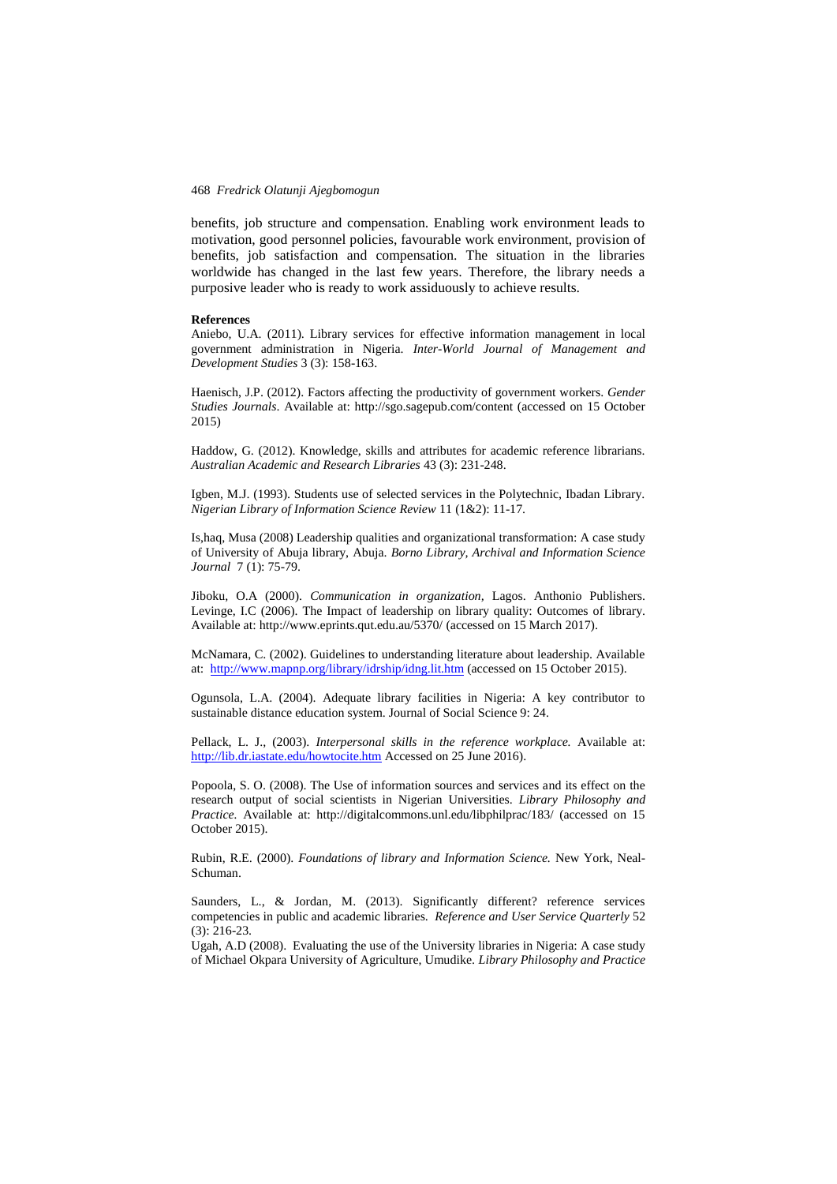benefits, job structure and compensation. Enabling work environment leads to motivation, good personnel policies, favourable work environment, provision of benefits, job satisfaction and compensation. The situation in the libraries worldwide has changed in the last few years. Therefore, the library needs a purposive leader who is ready to work assiduously to achieve results.

**References**

Aniebo, U.A. (2011). Library services for effective information management in local government administration in Nigeria. *Inter-World Journal of Management and Development Studies* 3 (3): 158-163.

Haenisch, J.P. (2012). Factors affecting the productivity of government workers. *Gender Studies Journals*. Available at: http://sgo.sagepub.com/content (accessed on 15 October 2015)

Haddow, G. (2012). Knowledge, skills and attributes for academic reference librarians. *Australian Academic and Research Libraries* 43 (3): 231-248.

Igben, M.J. (1993). Students use of selected services in the Polytechnic, Ibadan Library. *Nigerian Library of Information Science Review* 11 (1&2): 11-17.

Is,haq, Musa (2008) Leadership qualities and organizational transformation: A case study of University of Abuja library, Abuja. *Borno Library, Archival and Information Science Journal* 7 (1): 75-79.

Jiboku, O.A (2000). *Communication in organization,* Lagos. Anthonio Publishers. Levinge, I.C (2006). The Impact of leadership on library quality: Outcomes of library. Available at: http://www.eprints.qut.edu.au/5370/ (accessed on 15 March 2017).

McNamara, C. (2002). Guidelines to understanding literature about leadership. Available at: http://www.mapnp.org/library/idrship/idng.lit.htm (accessed on 15 October 2015).

Ogunsola, L.A. (2004). Adequate library facilities in Nigeria: A key contributor to sustainable distance education system. Journal of Social Science 9: 24.

Pellack, L. J., (2003). *Interpersonal skills in the reference workplace.* Available at: http://lib.dr.iastate.edu/howtocite.htm Accessed on 25 June 2016).

Popoola, S. O. (2008). The Use of information sources and services and its effect on the research output of social scientists in Nigerian Universities. *Library Philosophy and Practice.* Available at: http://digitalcommons.unl.edu/libphilprac/183/ (accessed on 15 October 2015).

Rubin, R.E. (2000). *Foundations of library and Information Science.* New York, Neal-Schuman.

Saunders, L., & Jordan, M. (2013). Significantly different? reference services competencies in public and academic libraries. *Reference and User Service Quarterly* 52 (3): 216-23.

Ugah, A.D (2008). Evaluating the use of the University libraries in Nigeria: A case study of Michael Okpara University of Agriculture, Umudike. *Library Philosophy and Practice*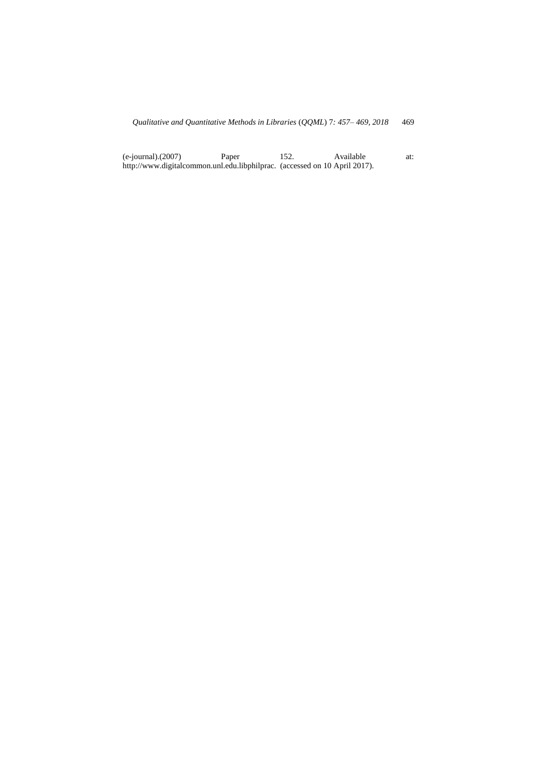(e-journal).(2007) Paper 152. Available at: http://www.digitalcommon.unl.edu.libphilprac. (accessed on 10 April 2017).